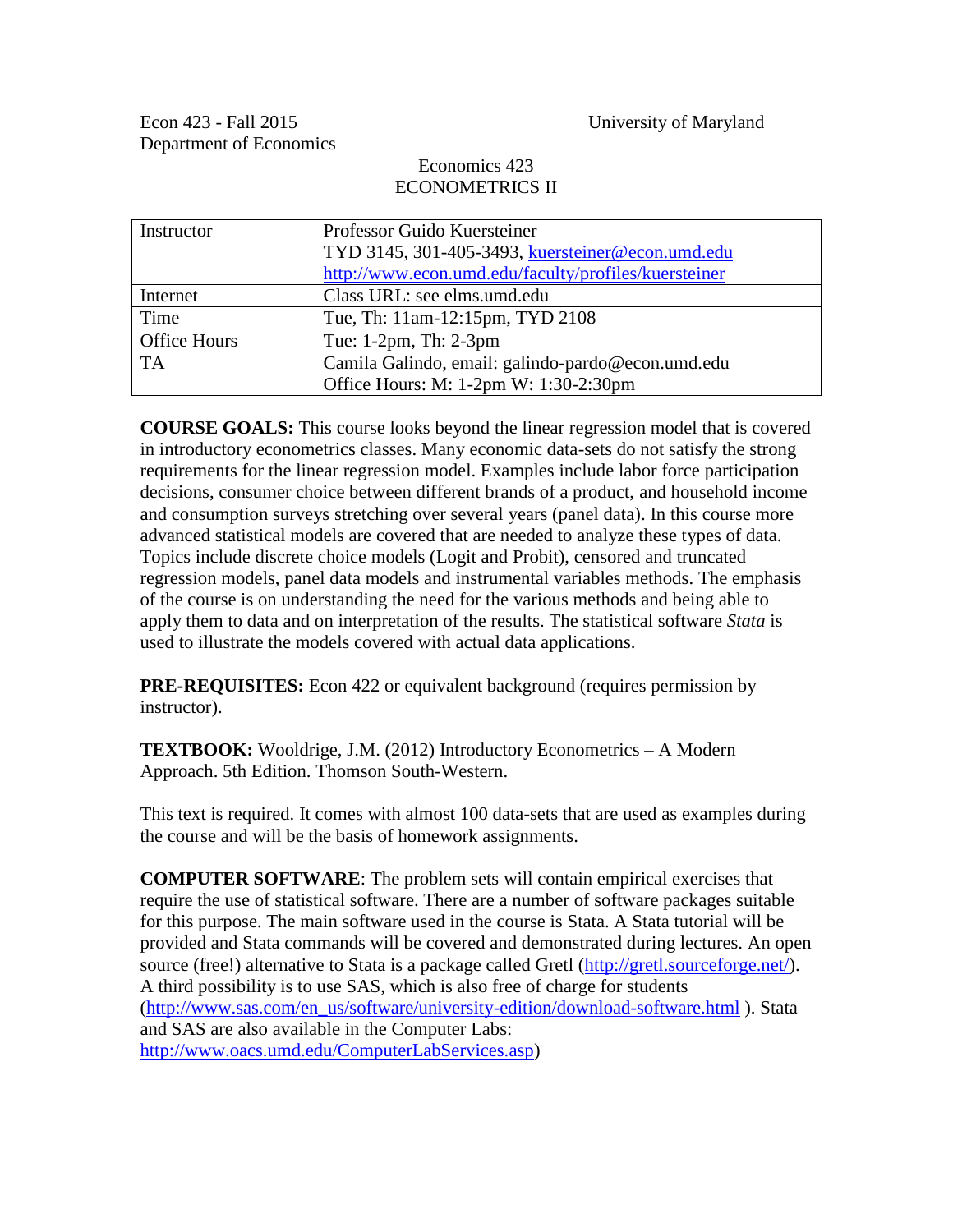Econ 423 - Fall 2015 University of Maryland
Department of Economics

# Economics 423
# ECONOMETRICS II

| | |
|---|---|
| Instructor | Professor Guido Kuersteiner<br>TYD 3145, 301-405-3493, kuersteiner@econ.umd.edu<br>http://www.econ.umd.edu/faculty/profiles/kuersteiner |
| Internet | Class URL: see elms.umd.edu |
| Time | Tue, Th: 11am-12:15pm, TYD 2108 |
| Office Hours | Tue: 1-2pm, Th: 2-3pm |
| TA | Camila Galindo, email: galindo-pardo@econ.umd.edu<br>Office Hours: M: 1-2pm W: 1:30-2:30pm |

**COURSE GOALS:** This course looks beyond the linear regression model that is covered in introductory econometrics classes. Many economic data-sets do not satisfy the strong requirements for the linear regression model. Examples include labor force participation decisions, consumer choice between different brands of a product, and household income and consumption surveys stretching over several years (panel data). In this course more advanced statistical models are covered that are needed to analyze these types of data. Topics include discrete choice models (Logit and Probit), censored and truncated regression models, panel data models and instrumental variables methods. The emphasis of the course is on understanding the need for the various methods and being able to apply them to data and on interpretation of the results. The statistical software *Stata* is used to illustrate the models covered with actual data applications.

**PRE-REQUISITES:** Econ 422 or equivalent background (requires permission by instructor).

**TEXTBOOK:** Wooldrige, J.M. (2012) Introductory Econometrics – A Modern Approach. 5th Edition. Thomson South-Western.

This text is required. It comes with almost 100 data-sets that are used as examples during the course and will be the basis of homework assignments.

**COMPUTER SOFTWARE**: The problem sets will contain empirical exercises that require the use of statistical software. There are a number of software packages suitable for this purpose. The main software used in the course is Stata. A Stata tutorial will be provided and Stata commands will be covered and demonstrated during lectures. An open source (free!) alternative to Stata is a package called Gretl (http://gretl.sourceforge.net/). A third possibility is to use SAS, which is also free of charge for students (http://www.sas.com/en_us/software/university-edition/download-software.html ). Stata and SAS are also available in the Computer Labs: http://www.oacs.umd.edu/ComputerLabServices.asp)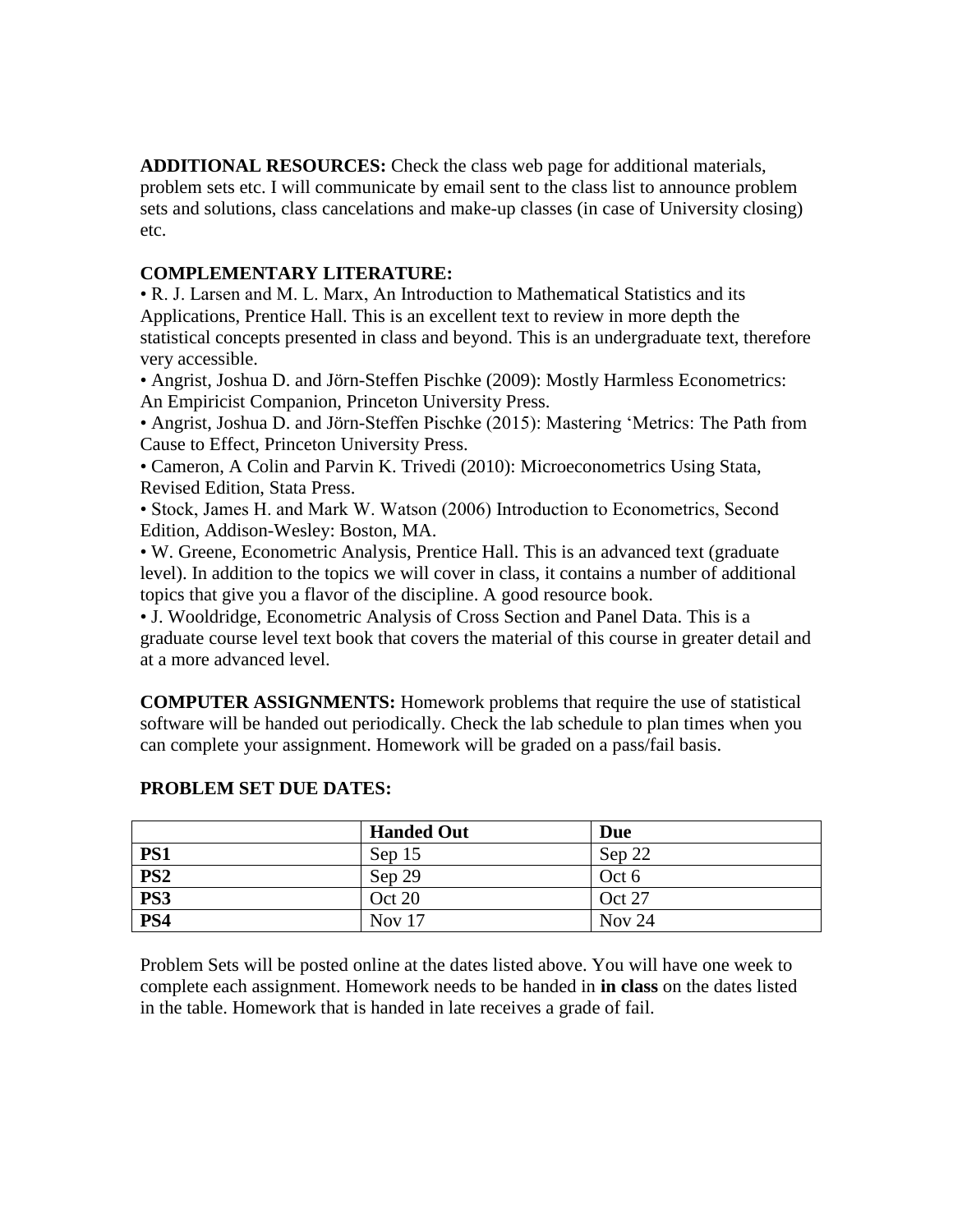**ADDITIONAL RESOURCES:** Check the class web page for additional materials, problem sets etc. I will communicate by email sent to the class list to announce problem sets and solutions, class cancelations and make-up classes (in case of University closing) etc.

**COMPLEMENTARY LITERATURE:**

- R. J. Larsen and M. L. Marx, An Introduction to Mathematical Statistics and its Applications, Prentice Hall. This is an excellent text to review in more depth the statistical concepts presented in class and beyond. This is an undergraduate text, therefore very accessible.
- Angrist, Joshua D. and Jörn-Steffen Pischke (2009): Mostly Harmless Econometrics: An Empiricist Companion, Princeton University Press.
- Angrist, Joshua D. and Jörn-Steffen Pischke (2015): Mastering 'Metrics: The Path from Cause to Effect, Princeton University Press.
- Cameron, A Colin and Parvin K. Trivedi (2010): Microeconometrics Using Stata, Revised Edition, Stata Press.
- Stock, James H. and Mark W. Watson (2006) Introduction to Econometrics, Second Edition, Addison-Wesley: Boston, MA.
- W. Greene, Econometric Analysis, Prentice Hall. This is an advanced text (graduate level). In addition to the topics we will cover in class, it contains a number of additional topics that give you a flavor of the discipline. A good resource book.
- J. Wooldridge, Econometric Analysis of Cross Section and Panel Data. This is a graduate course level text book that covers the material of this course in greater detail and at a more advanced level.

**COMPUTER ASSIGNMENTS:** Homework problems that require the use of statistical software will be handed out periodically. Check the lab schedule to plan times when you can complete your assignment. Homework will be graded on a pass/fail basis.

**PROBLEM SET DUE DATES:**

| | **Handed Out** | **Due** |
|---|---|---|
| **PS1** | Sep 15 | Sep 22 |
| **PS2** | Sep 29 | Oct 6 |
| **PS3** | Oct 20 | Oct 27 |
| **PS4** | Nov 17 | Nov 24 |

Problem Sets will be posted online at the dates listed above. You will have one week to complete each assignment. Homework needs to be handed in **in class** on the dates listed in the table. Homework that is handed in late receives a grade of fail.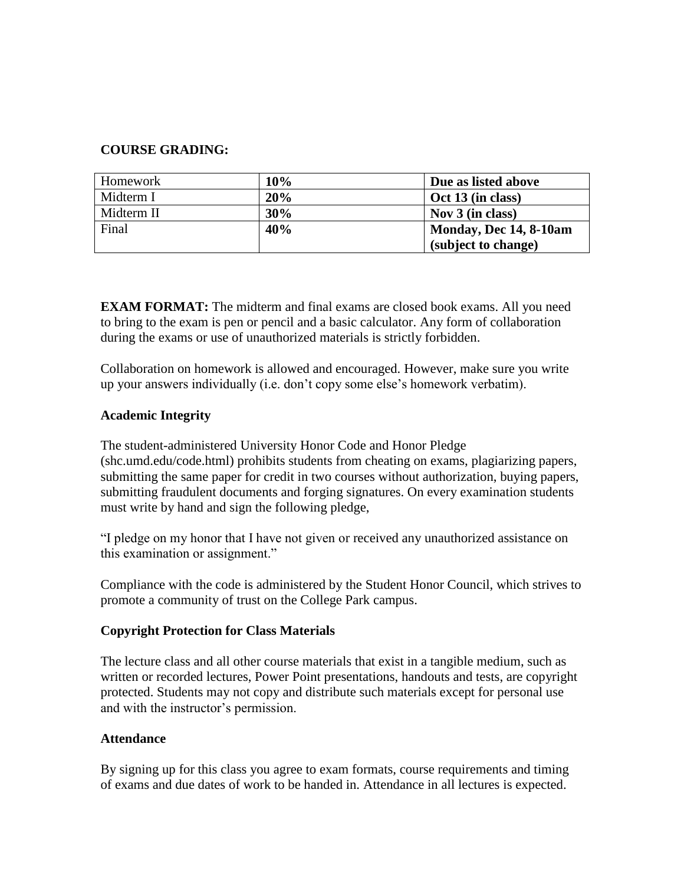**COURSE GRADING:**

| Homework | **10%** | **Due as listed above** |
| --- | --- | --- |
| Midterm I | **20%** | **Oct 13 (in class)** |
| Midterm II | **30%** | **Nov 3 (in class)** |
| Final | **40%** | **Monday, Dec 14, 8-10am (subject to change)** |

**EXAM FORMAT:** The midterm and final exams are closed book exams. All you need to bring to the exam is pen or pencil and a basic calculator. Any form of collaboration during the exams or use of unauthorized materials is strictly forbidden.

Collaboration on homework is allowed and encouraged. However, make sure you write up your answers individually (i.e. don't copy some else's homework verbatim).

**Academic Integrity**

The student-administered University Honor Code and Honor Pledge (shc.umd.edu/code.html) prohibits students from cheating on exams, plagiarizing papers, submitting the same paper for credit in two courses without authorization, buying papers, submitting fraudulent documents and forging signatures. On every examination students must write by hand and sign the following pledge,

"I pledge on my honor that I have not given or received any unauthorized assistance on this examination or assignment."

Compliance with the code is administered by the Student Honor Council, which strives to promote a community of trust on the College Park campus.

**Copyright Protection for Class Materials**

The lecture class and all other course materials that exist in a tangible medium, such as written or recorded lectures, Power Point presentations, handouts and tests, are copyright protected. Students may not copy and distribute such materials except for personal use and with the instructor's permission.

**Attendance**

By signing up for this class you agree to exam formats, course requirements and timing of exams and due dates of work to be handed in. Attendance in all lectures is expected.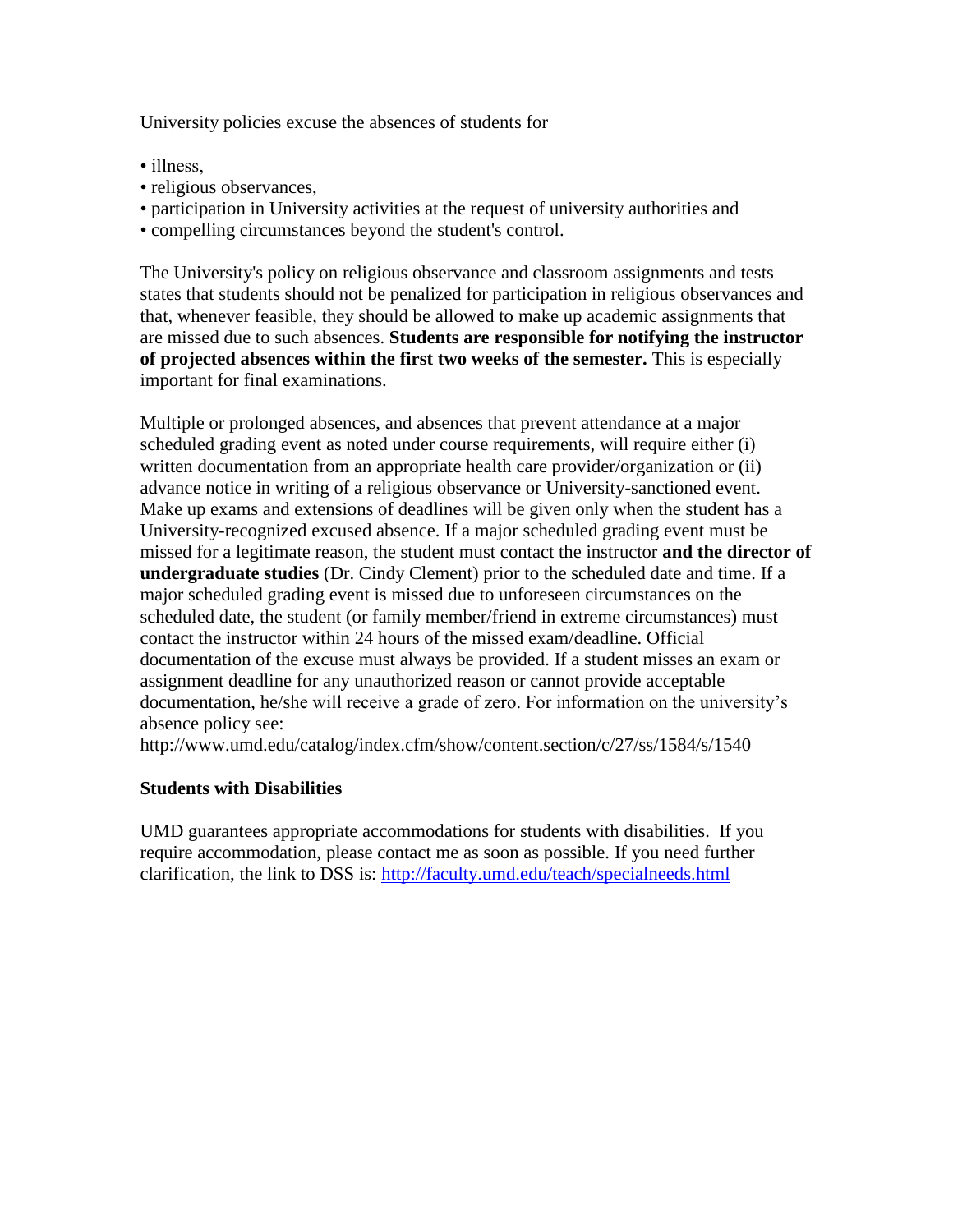University policies excuse the absences of students for

- illness,
- religious observances,
- participation in University activities at the request of university authorities and
- compelling circumstances beyond the student's control.

The University's policy on religious observance and classroom assignments and tests states that students should not be penalized for participation in religious observances and that, whenever feasible, they should be allowed to make up academic assignments that are missed due to such absences. **Students are responsible for notifying the instructor of projected absences within the first two weeks of the semester.** This is especially important for final examinations.

Multiple or prolonged absences, and absences that prevent attendance at a major scheduled grading event as noted under course requirements, will require either (i) written documentation from an appropriate health care provider/organization or (ii) advance notice in writing of a religious observance or University-sanctioned event. Make up exams and extensions of deadlines will be given only when the student has a University-recognized excused absence. If a major scheduled grading event must be missed for a legitimate reason, the student must contact the instructor **and the director of undergraduate studies** (Dr. Cindy Clement) prior to the scheduled date and time. If a major scheduled grading event is missed due to unforeseen circumstances on the scheduled date, the student (or family member/friend in extreme circumstances) must contact the instructor within 24 hours of the missed exam/deadline. Official documentation of the excuse must always be provided. If a student misses an exam or assignment deadline for any unauthorized reason or cannot provide acceptable documentation, he/she will receive a grade of zero. For information on the university's absence policy see:
http://www.umd.edu/catalog/index.cfm/show/content.section/c/27/ss/1584/s/1540

### Students with Disabilities

UMD guarantees appropriate accommodations for students with disabilities. If you require accommodation, please contact me as soon as possible. If you need further clarification, the link to DSS is: http://faculty.umd.edu/teach/specialneeds.html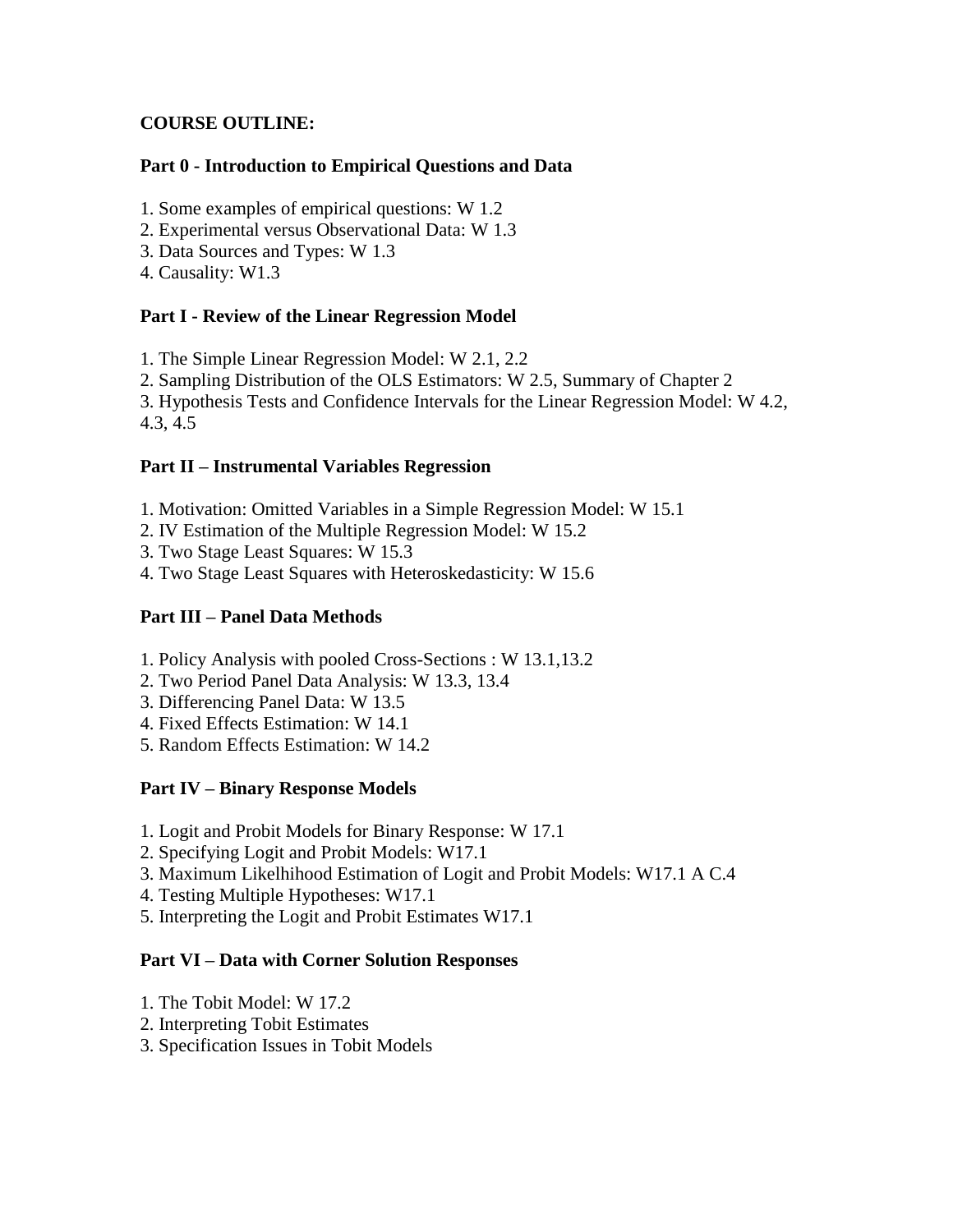**COURSE OUTLINE:**

**Part 0 - Introduction to Empirical Questions and Data**

1. Some examples of empirical questions: W 1.2
2. Experimental versus Observational Data: W 1.3
3. Data Sources and Types: W 1.3
4. Causality: W1.3

**Part I - Review of the Linear Regression Model**

1. The Simple Linear Regression Model: W 2.1, 2.2
2. Sampling Distribution of the OLS Estimators: W 2.5, Summary of Chapter 2
3. Hypothesis Tests and Confidence Intervals for the Linear Regression Model: W 4.2, 4.3, 4.5

**Part II – Instrumental Variables Regression**

1. Motivation: Omitted Variables in a Simple Regression Model: W 15.1
2. IV Estimation of the Multiple Regression Model: W 15.2
3. Two Stage Least Squares: W 15.3
4. Two Stage Least Squares with Heteroskedasticity: W 15.6

**Part III – Panel Data Methods**

1. Policy Analysis with pooled Cross-Sections : W 13.1,13.2
2. Two Period Panel Data Analysis: W 13.3, 13.4
3. Differencing Panel Data: W 13.5
4. Fixed Effects Estimation: W 14.1
5. Random Effects Estimation: W 14.2

**Part IV – Binary Response Models**

1. Logit and Probit Models for Binary Response: W 17.1
2. Specifying Logit and Probit Models: W17.1
3. Maximum Likelhihood Estimation of Logit and Probit Models: W17.1 A C.4
4. Testing Multiple Hypotheses: W17.1
5. Interpreting the Logit and Probit Estimates W17.1

**Part VI – Data with Corner Solution Responses**

1. The Tobit Model: W 17.2
2. Interpreting Tobit Estimates
3. Specification Issues in Tobit Models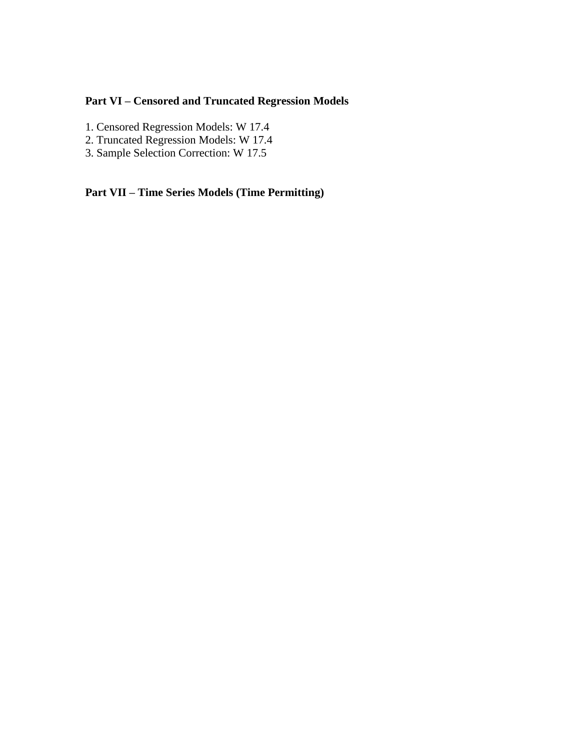**Part VI – Censored and Truncated Regression Models**

1. Censored Regression Models: W 17.4
2. Truncated Regression Models: W 17.4
3. Sample Selection Correction: W 17.5

**Part VII – Time Series Models (Time Permitting)**